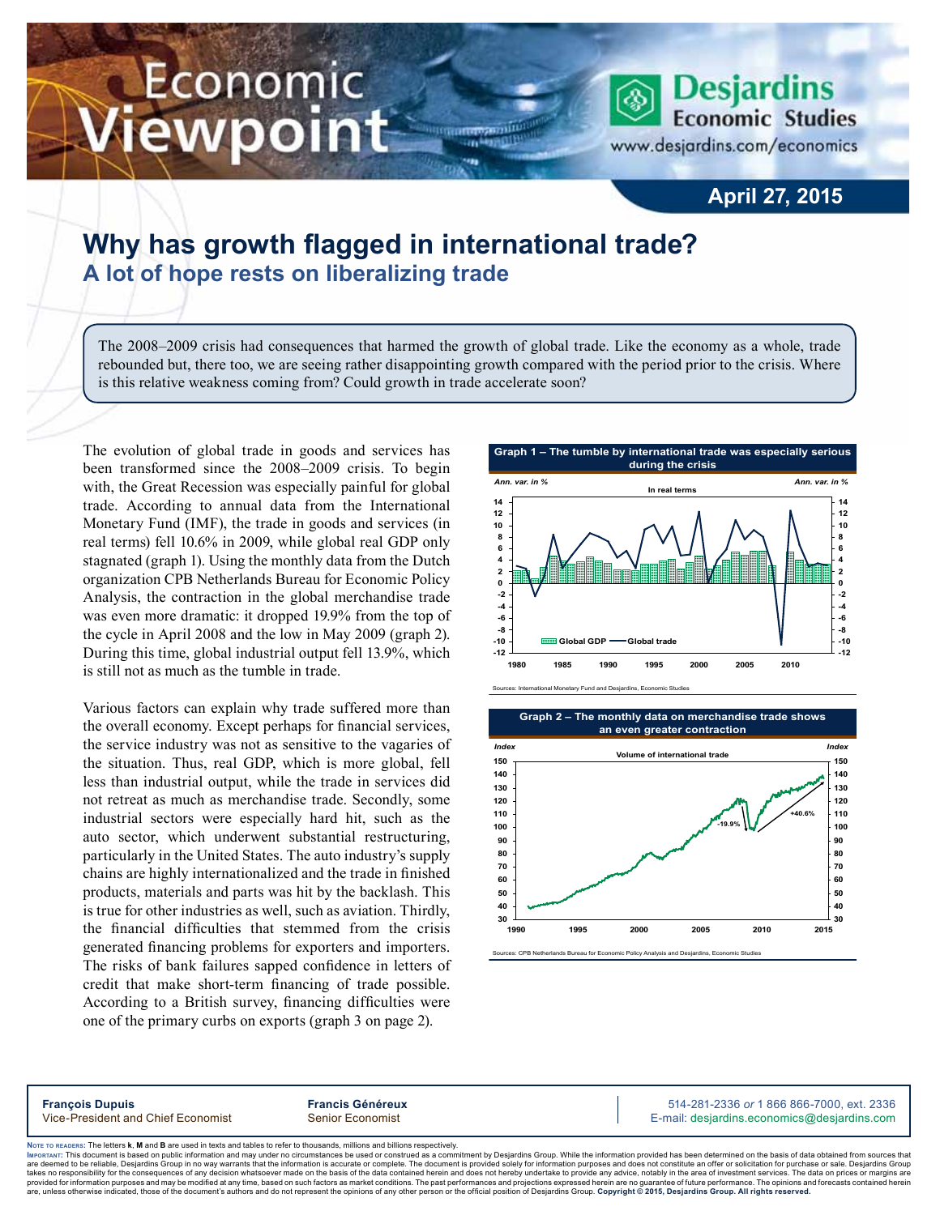# Economic Viewpoint

**Desjardins Economic Studies**
www.desjardins.com/economics

**April 27, 2015**

# Why has growth flagged in international trade?

## A lot of hope rests on liberalizing trade

The 2008–2009 crisis had consequences that harmed the growth of global trade. Like the economy as a whole, trade rebounded but, there too, we are seeing rather disappointing growth compared with the period prior to the crisis. Where is this relative weakness coming from? Could growth in trade accelerate soon?

The evolution of global trade in goods and services has been transformed since the 2008–2009 crisis. To begin with, the Great Recession was especially painful for global trade. According to annual data from the International Monetary Fund (IMF), the trade in goods and services (in real terms) fell 10.6% in 2009, while global real GDP only stagnated (graph 1). Using the monthly data from the Dutch organization CPB Netherlands Bureau for Economic Policy Analysis, the contraction in the global merchandise trade was even more dramatic: it dropped 19.9% from the top of the cycle in April 2008 and the low in May 2009 (graph 2). During this time, global industrial output fell 13.9%, which is still not as much as the tumble in trade.

Various factors can explain why trade suffered more than the overall economy. Except perhaps for financial services, the service industry was not as sensitive to the vagaries of the situation. Thus, real GDP, which is more global, fell less than industrial output, while the trade in services did not retreat as much as merchandise trade. Secondly, some industrial sectors were especially hard hit, such as the auto sector, which underwent substantial restructuring, particularly in the United States. The auto industry's supply chains are highly internationalized and the trade in finished products, materials and parts was hit by the backlash. This is true for other industries as well, such as aviation. Thirdly, the financial difficulties that stemmed from the crisis generated financing problems for exporters and importers. The risks of bank failures sapped confidence in letters of credit that make short-term financing of trade possible. According to a British survey, financing difficulties were one of the primary curbs on exports (graph 3 on page 2).

**Graph 1 – The tumble by international trade was especially serious during the crisis**

Sources: International Monetary Fund and Desjardins, Economic Studies

**Graph 2 – The monthly data on merchandise trade shows an even greater contraction**

Sources: CPB Netherlands Bureau for Economic Policy Analysis and Desjardins, Economic Studies

**François Dupuis**
Vice-President and Chief Economist

**Francis Généreux**
Senior Economist

514-281-2336 *or* 1 866 866-7000, ext. 2336
E-mail: desjardins.economics@desjardins.com

Note to readers: The letters **k**, **M** and **B** are used in texts and tables to refer to thousands, millions and billions respectively.

Important: This document is based on public information and may under no circumstances be used or construed as a commitment by Desjardins Group. While the information provided has been determined on the basis of data obtained from sources that are deemed to be reliable, Desjardins Group in no way warrants that the information is accurate or complete. The document is provided solely for information purposes and does not constitute an offer or solicitation for purchase or sale. Desjardins Group takes no responsibility for the consequences of any decision whatsoever made on the basis of the data contained herein and does not hereby undertake to provide any advice, notably in the area of investment services. The data on prices or margins are provided for information purposes and may be modified at any time, based on such factors as market conditions. The past performances and projections expressed herein are no guarantee of future performance. The opinions and forecasts contained herein are, unless otherwise indicated, those of the document's authors and do not represent the opinions of any other person or the official position of Desjardins Group. **Copyright © 2015, Desjardins Group. All rights reserved.**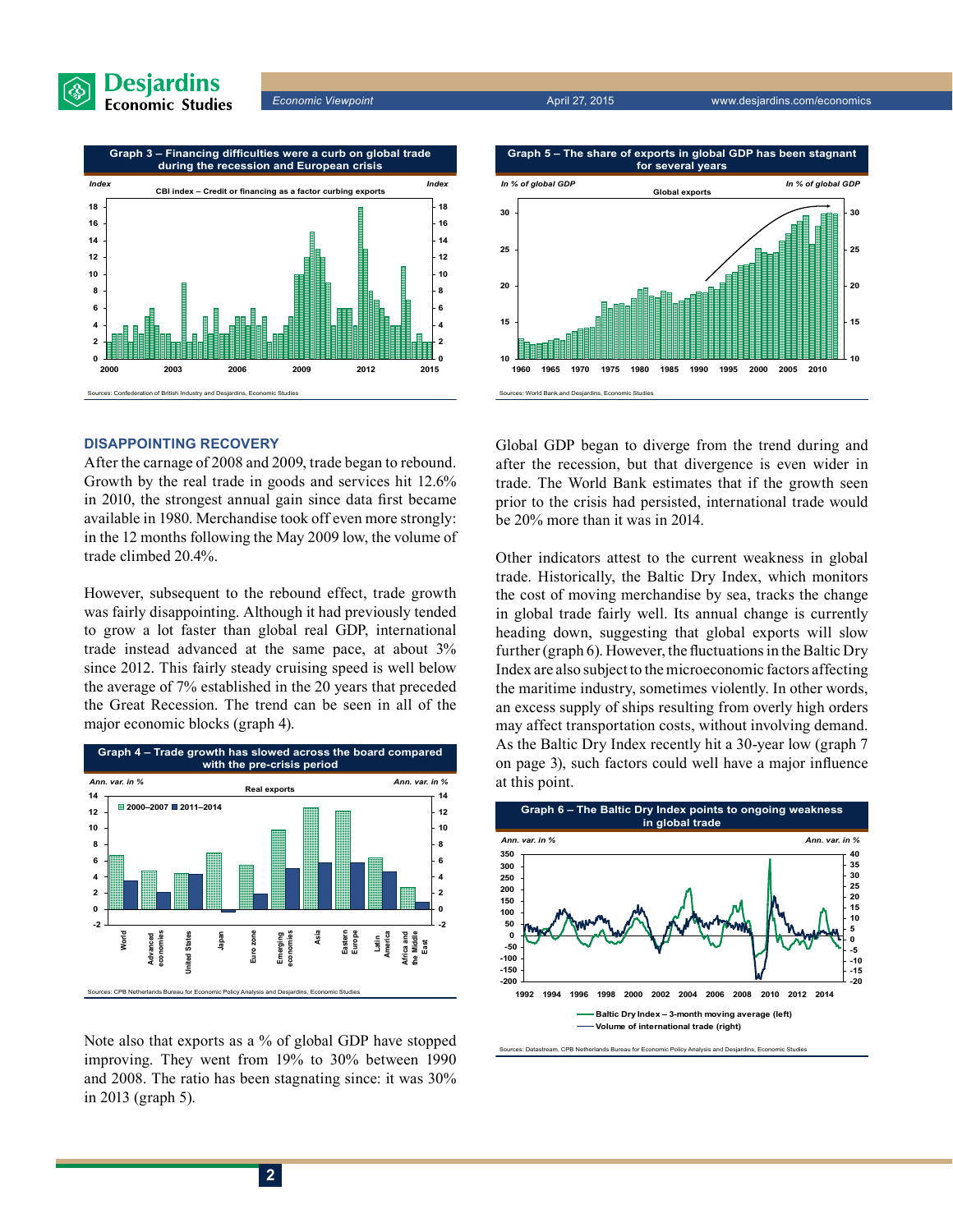**Graph 3 – Financing difficulties were a curb on global trade during the recession and European crisis**

Index

CBI index – Credit or financing as a factor curbing exports

Index

18
16
14
12
10
8
6
4
2
0

2000
2003
2006
2009
2012
2015

Sources: Confederation of British Industry and Desjardins, Economic Studies

**Graph 5 – The share of exports in global GDP has been stagnant for several years**

In % of global GDP

Global exports

In % of global GDP

30
25
20
15
10

1960
1965
1970
1975
1980
1985
1990
1995
2000
2005
2010

Sources: World Bank and Desjardins, Economic Studies

## DISAPPOINTING RECOVERY

After the carnage of 2008 and 2009, trade began to rebound. Growth by the real trade in goods and services hit 12.6% in 2010, the strongest annual gain since data first became available in 1980. Merchandise took off even more strongly: in the 12 months following the May 2009 low, the volume of trade climbed 20.4%.

However, subsequent to the rebound effect, trade growth was fairly disappointing. Although it had previously tended to grow a lot faster than global real GDP, international trade instead advanced at the same pace, at about 3% since 2012. This fairly steady cruising speed is well below the average of 7% established in the 20 years that preceded the Great Recession. The trend can be seen in all of the major economic blocks (graph 4).

**Graph 4 – Trade growth has slowed across the board compared with the pre-crisis period**

Ann. var. in %

Real exports

Ann. var. in %

2000–2007
2011–2014

14
12
10
8
6
4
2
0
-2

World
Advanced economies
United States
Japan
Euro zone
Emerging economies
Asia
Eastern Europe
Latin America
Africa and the Middle East

Sources: CPB Netherlands Bureau for Economic Policy Analysis and Desjardins, Economic Studies

Note also that exports as a % of global GDP have stopped improving. They went from 19% to 30% between 1990 and 2008. The ratio has been stagnating since: it was 30% in 2013 (graph 5).

Global GDP began to diverge from the trend during and after the recession, but that divergence is even wider in trade. The World Bank estimates that if the growth seen prior to the crisis had persisted, international trade would be 20% more than it was in 2014.

Other indicators attest to the current weakness in global trade. Historically, the Baltic Dry Index, which monitors the cost of moving merchandise by sea, tracks the change in global trade fairly well. Its annual change is currently heading down, suggesting that global exports will slow further (graph 6). However, the fluctuations in the Baltic Dry Index are also subject to the microeconomic factors affecting the maritime industry, sometimes violently. In other words, an excess supply of ships resulting from overly high orders may affect transportation costs, without involving demand. As the Baltic Dry Index recently hit a 30-year low (graph 7 on page 3), such factors could well have a major influence at this point.

**Graph 6 – The Baltic Dry Index points to ongoing weakness in global trade**

Ann. var. in %

Ann. var. in %

350
300
250
200
150
100
50
0
-50
-100
-150
-200

40
35
30
25
20
15
10
5
0
-5
-10
-15
-20

1992
1994
1996
1998
2000
2002
2004
2006
2008
2010
2012
2014

Baltic Dry Index – 3-month moving average (left)
Volume of international trade (right)

Sources: Datastream, CPB Netherlands Bureau for Economic Policy Analysis and Desjardins, Economic Studies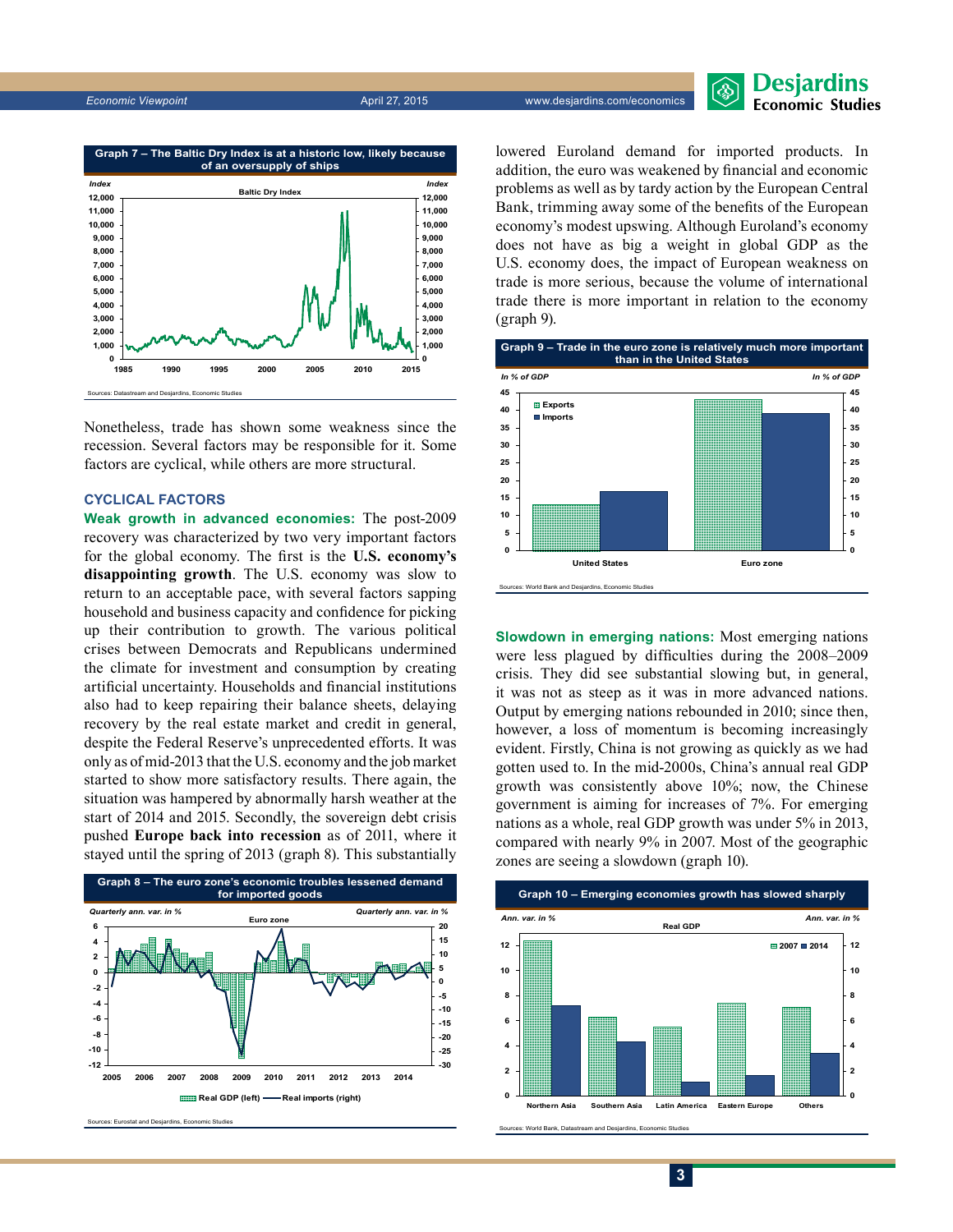**Graph 7 – The Baltic Dry Index is at a historic low, likely because of an oversupply of ships**

Index

Baltic Dry Index

Index

12,000
11,000
10,000
9,000
8,000
7,000
6,000
5,000
4,000
3,000
2,000
1,000
0

1985 1990 1995 2000 2005 2010 2015

Sources: Datastream and Desjardins, Economic Studies

Nonetheless, trade has shown some weakness since the recession. Several factors may be responsible for it. Some factors are cyclical, while others are more structural.

### CYCLICAL FACTORS

**Weak growth in advanced economies:** The post-2009 recovery was characterized by two very important factors for the global economy. The first is the **U.S. economy's disappointing growth**. The U.S. economy was slow to return to an acceptable pace, with several factors sapping household and business capacity and confidence for picking up their contribution to growth. The various political crises between Democrats and Republicans undermined the climate for investment and consumption by creating artificial uncertainty. Households and financial institutions also had to keep repairing their balance sheets, delaying recovery by the real estate market and credit in general, despite the Federal Reserve's unprecedented efforts. It was only as of mid-2013 that the U.S. economy and the job market started to show more satisfactory results. There again, the situation was hampered by abnormally harsh weather at the start of 2014 and 2015. Secondly, the sovereign debt crisis pushed **Europe back into recession** as of 2011, where it stayed until the spring of 2013 (graph 8). This substantially lowered Euroland demand for imported products. In addition, the euro was weakened by financial and economic problems as well as by tardy action by the European Central Bank, trimming away some of the benefits of the European economy's modest upswing. Although Euroland's economy does not have as big a weight in global GDP as the U.S. economy does, the impact of European weakness on trade is more serious, because the volume of international trade there is more important in relation to the economy (graph 9).

**Graph 8 – The euro zone's economic troubles lessened demand for imported goods**

Quarterly ann. var. in %

Euro zone

Quarterly ann. var. in %

6
4
2
0
-2
-4
-6
-8
-10
-12

20
15
10
5
0
-5
-10
-15
-20
-25
-30

2005 2006 2007 2008 2009 2010 2011 2012 2013 2014

Real GDP (left) — Real imports (right)

Sources: Eurostat and Desjardins, Economic Studies

**Graph 9 – Trade in the euro zone is relatively much more important than in the United States**

In % of GDP

In % of GDP

45
40
35
30
25
20
15
10
5
0

Exports
Imports

United States Euro zone

Sources: World Bank and Desjardins, Economic Studies

**Slowdown in emerging nations:** Most emerging nations were less plagued by difficulties during the 2008–2009 crisis. They did see substantial slowing but, in general, it was not as steep as it was in more advanced nations. Output by emerging nations rebounded in 2010; since then, however, a loss of momentum is becoming increasingly evident. Firstly, China is not growing as quickly as we had gotten used to. In the mid-2000s, China's annual real GDP growth was consistently above 10%; now, the Chinese government is aiming for increases of 7%. For emerging nations as a whole, real GDP growth was under 5% in 2013, compared with nearly 9% in 2007. Most of the geographic zones are seeing a slowdown (graph 10).

**Graph 10 – Emerging economies growth has slowed sharply**

Ann. var. in %

Real GDP

Ann. var. in %

12
10
8
6
4
2
0

2007 2014

Northern Asia Southern Asia Latin America Eastern Europe Others

Sources: World Bank, Datastream and Desjardins, Economic Studies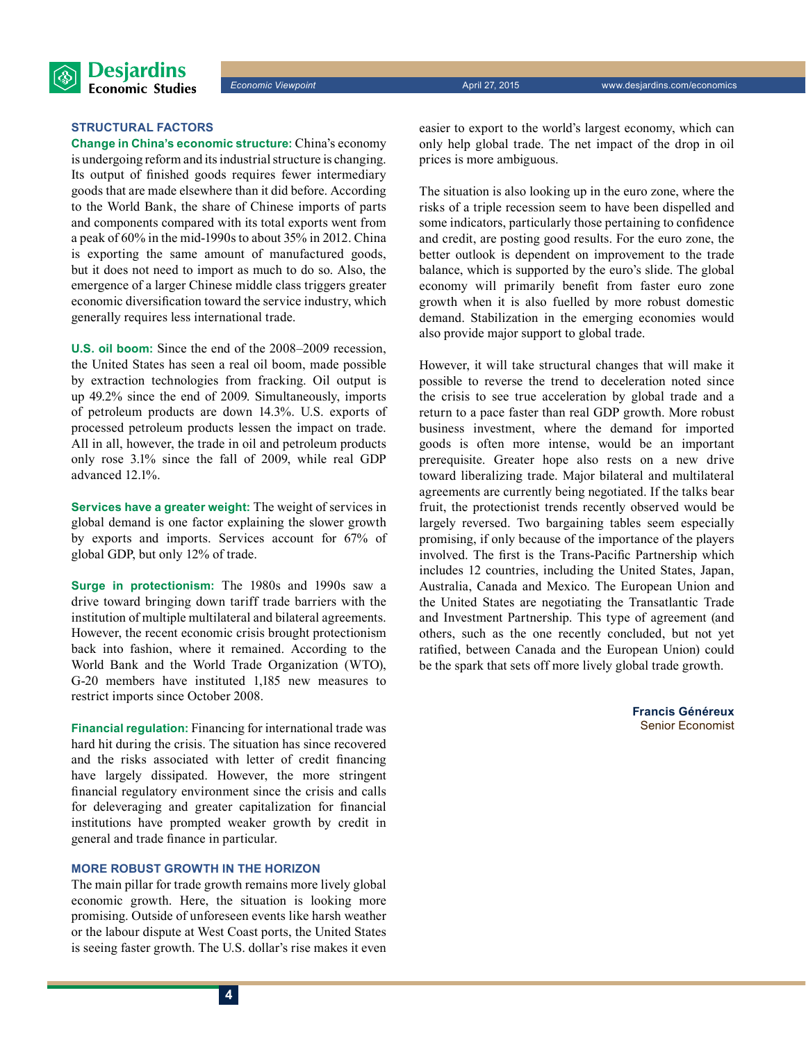### STRUCTURAL FACTORS

**Change in China's economic structure:** China's economy is undergoing reform and its industrial structure is changing. Its output of finished goods requires fewer intermediary goods that are made elsewhere than it did before. According to the World Bank, the share of Chinese imports of parts and components compared with its total exports went from a peak of 60% in the mid-1990s to about 35% in 2012. China is exporting the same amount of manufactured goods, but it does not need to import as much to do so. Also, the emergence of a larger Chinese middle class triggers greater economic diversification toward the service industry, which generally requires less international trade.

**U.S. oil boom:** Since the end of the 2008–2009 recession, the United States has seen a real oil boom, made possible by extraction technologies from fracking. Oil output is up 49.2% since the end of 2009. Simultaneously, imports of petroleum products are down 14.3%. U.S. exports of processed petroleum products lessen the impact on trade. All in all, however, the trade in oil and petroleum products only rose 3.1% since the fall of 2009, while real GDP advanced 12.1%.

**Services have a greater weight:** The weight of services in global demand is one factor explaining the slower growth by exports and imports. Services account for 67% of global GDP, but only 12% of trade.

**Surge in protectionism:** The 1980s and 1990s saw a drive toward bringing down tariff trade barriers with the institution of multiple multilateral and bilateral agreements. However, the recent economic crisis brought protectionism back into fashion, where it remained. According to the World Bank and the World Trade Organization (WTO), G-20 members have instituted 1,185 new measures to restrict imports since October 2008.

**Financial regulation:** Financing for international trade was hard hit during the crisis. The situation has since recovered and the risks associated with letter of credit financing have largely dissipated. However, the more stringent financial regulatory environment since the crisis and calls for deleveraging and greater capitalization for financial institutions have prompted weaker growth by credit in general and trade finance in particular.

### MORE ROBUST GROWTH IN THE HORIZON

The main pillar for trade growth remains more lively global economic growth. Here, the situation is looking more promising. Outside of unforeseen events like harsh weather or the labour dispute at West Coast ports, the United States is seeing faster growth. The U.S. dollar's rise makes it even easier to export to the world's largest economy, which can only help global trade. The net impact of the drop in oil prices is more ambiguous.

The situation is also looking up in the euro zone, where the risks of a triple recession seem to have been dispelled and some indicators, particularly those pertaining to confidence and credit, are posting good results. For the euro zone, the better outlook is dependent on improvement to the trade balance, which is supported by the euro's slide. The global economy will primarily benefit from faster euro zone growth when it is also fuelled by more robust domestic demand. Stabilization in the emerging economies would also provide major support to global trade.

However, it will take structural changes that will make it possible to reverse the trend to deceleration noted since the crisis to see true acceleration by global trade and a return to a pace faster than real GDP growth. More robust business investment, where the demand for imported goods is often more intense, would be an important prerequisite. Greater hope also rests on a new drive toward liberalizing trade. Major bilateral and multilateral agreements are currently being negotiated. If the talks bear fruit, the protectionist trends recently observed would be largely reversed. Two bargaining tables seem especially promising, if only because of the importance of the players involved. The first is the Trans-Pacific Partnership which includes 12 countries, including the United States, Japan, Australia, Canada and Mexico. The European Union and the United States are negotiating the Transatlantic Trade and Investment Partnership. This type of agreement (and others, such as the one recently concluded, but not yet ratified, between Canada and the European Union) could be the spark that sets off more lively global trade growth.

**Francis Généreux**
Senior Economist